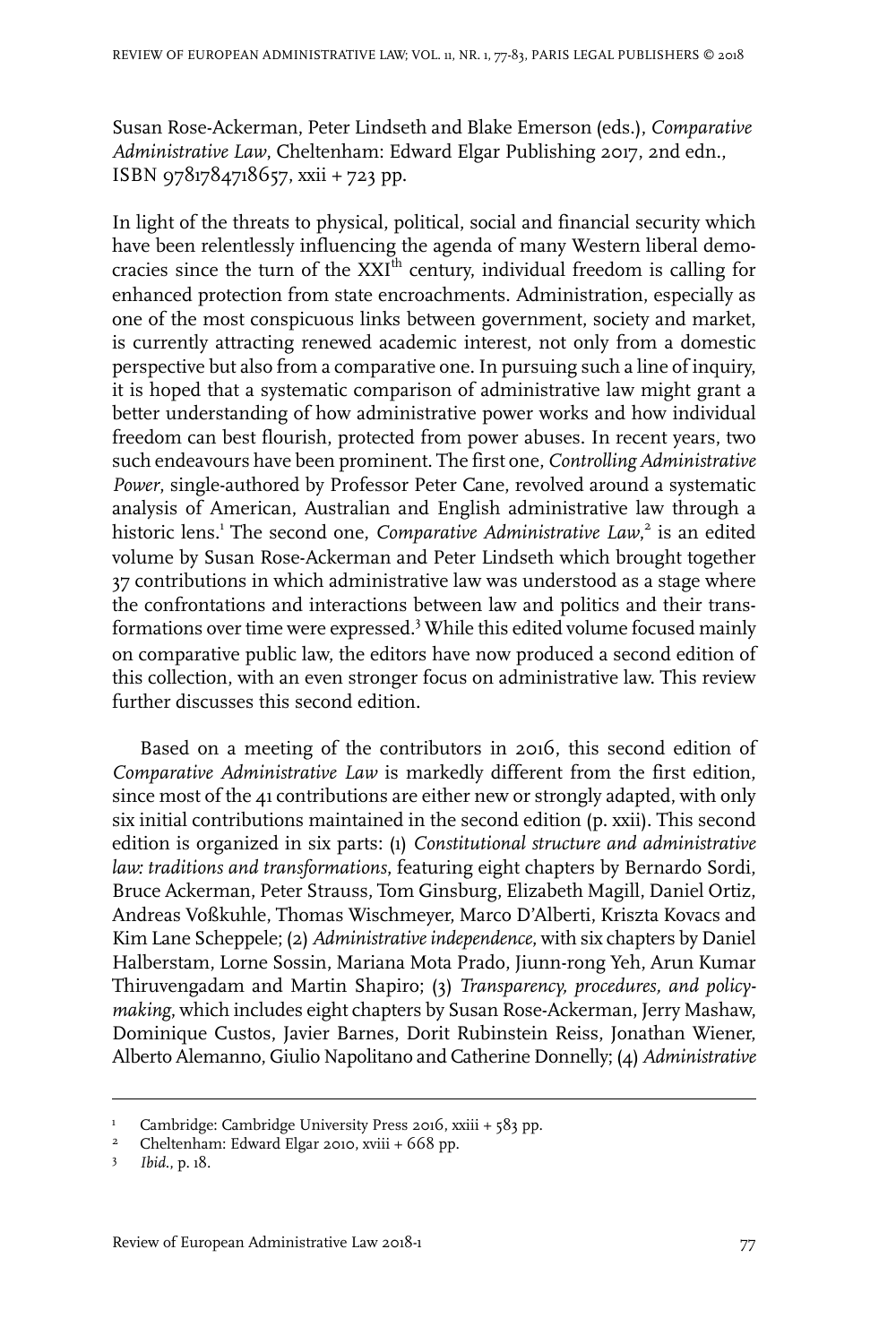Susan Rose-Ackerman, Peter Lindseth and Blake Emerson (eds.), *Comparative Administrative Law*, Cheltenham: Edward Elgar Publishing 2017, 2nd edn., ISBN 9781784718657, xxii + 723 pp.

In light of the threats to physical, political, social and financial security which have been relentlessly influencing the agenda of many Western liberal democracies since the turn of the XXI$^{th}$ century, individual freedom is calling for enhanced protection from state encroachments. Administration, especially as one of the most conspicuous links between government, society and market, is currently attracting renewed academic interest, not only from a domestic perspective but also from a comparative one. In pursuing such a line of inquiry, it is hoped that a systematic comparison of administrative law might grant a better understanding of how administrative power works and how individual freedom can best flourish, protected from power abuses. In recent years, two such endeavours have been prominent. The first one, *Controlling Administrative Power*, single-authored by Professor Peter Cane, revolved around a systematic analysis of American, Australian and English administrative law through a historic lens.[1] The second one, *Comparative Administrative Law*,[2] is an edited volume by Susan Rose-Ackerman and Peter Lindseth which brought together 37 contributions in which administrative law was understood as a stage where the confrontations and interactions between law and politics and their transformations over time were expressed.[3] While this edited volume focused mainly on comparative public law, the editors have now produced a second edition of this collection, with an even stronger focus on administrative law. This review further discusses this second edition.

Based on a meeting of the contributors in 2016, this second edition of *Comparative Administrative Law* is markedly different from the first edition, since most of the 41 contributions are either new or strongly adapted, with only six initial contributions maintained in the second edition (p. xxii). This second edition is organized in six parts: (1) *Constitutional structure and administrative law: traditions and transformations*, featuring eight chapters by Bernardo Sordi, Bruce Ackerman, Peter Strauss, Tom Ginsburg, Elizabeth Magill, Daniel Ortiz, Andreas Voßkuhle, Thomas Wischmeyer, Marco D'Alberti, Kriszta Kovacs and Kim Lane Scheppele; (2) *Administrative independence*, with six chapters by Daniel Halberstam, Lorne Sossin, Mariana Mota Prado, Jiunn-rong Yeh, Arun Kumar Thiruvengadam and Martin Shapiro; (3) *Transparency, procedures, and policy-making*, which includes eight chapters by Susan Rose-Ackerman, Jerry Mashaw, Dominique Custos, Javier Barnes, Dorit Rubinstein Reiss, Jonathan Wiener, Alberto Alemanno, Giulio Napolitano and Catherine Donnelly; (4) *Administrative*

---

1 Cambridge: Cambridge University Press 2016, xxiii + 583 pp.

2 Cheltenham: Edward Elgar 2010, xviii + 668 pp.

3 *Ibid.*, p. 18.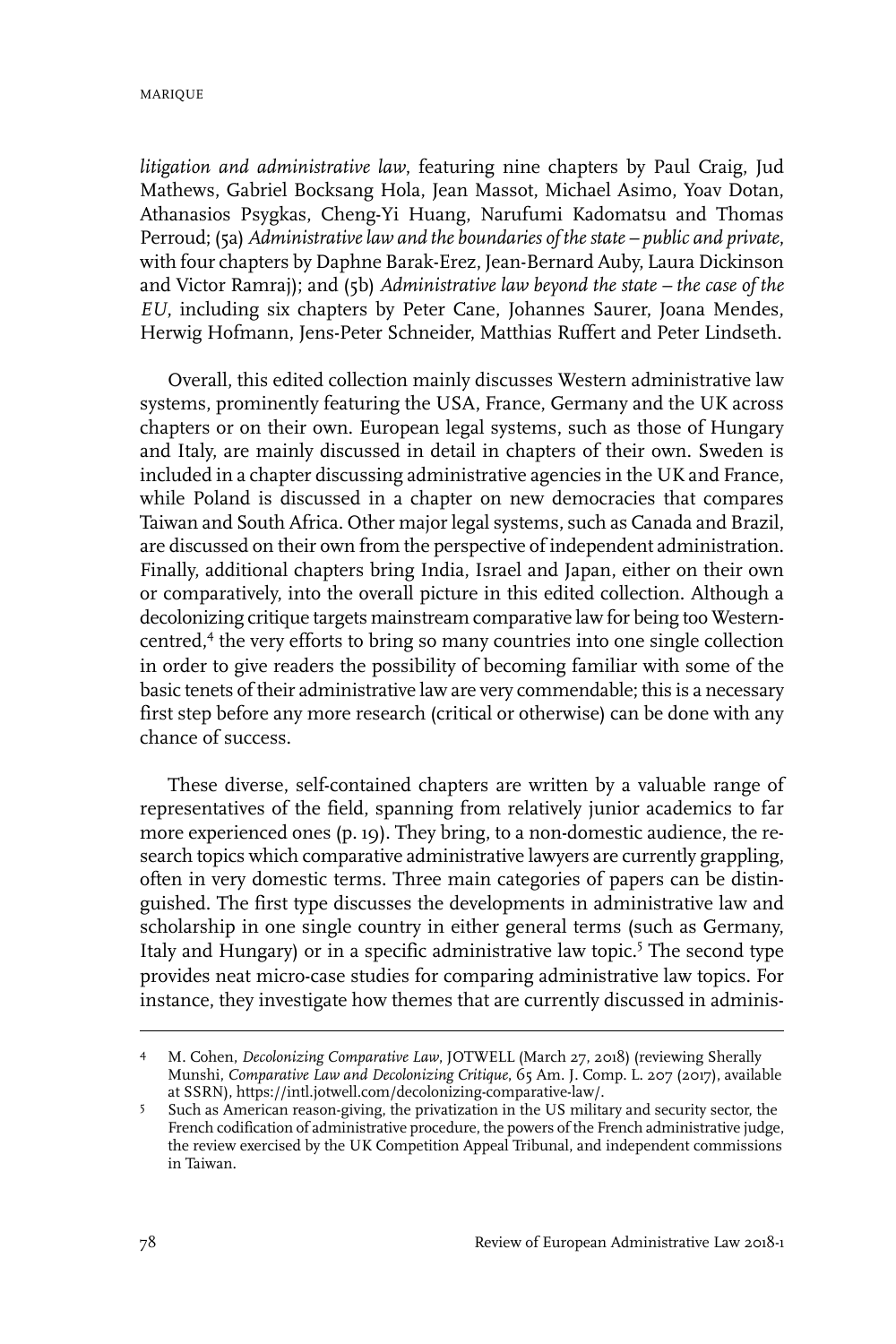*litigation and administrative law*, featuring nine chapters by Paul Craig, Jud Mathews, Gabriel Bocksang Hola, Jean Massot, Michael Asimo, Yoav Dotan, Athanasios Psygkas, Cheng-Yi Huang, Narufumi Kadomatsu and Thomas Perroud; (5a) *Administrative law and the boundaries of the state – public and private*, with four chapters by Daphne Barak-Erez, Jean-Bernard Auby, Laura Dickinson and Victor Ramraj); and (5b) *Administrative law beyond the state – the case of the EU*, including six chapters by Peter Cane, Johannes Saurer, Joana Mendes, Herwig Hofmann, Jens-Peter Schneider, Matthias Ruffert and Peter Lindseth.

Overall, this edited collection mainly discusses Western administrative law systems, prominently featuring the USA, France, Germany and the UK across chapters or on their own. European legal systems, such as those of Hungary and Italy, are mainly discussed in detail in chapters of their own. Sweden is included in a chapter discussing administrative agencies in the UK and France, while Poland is discussed in a chapter on new democracies that compares Taiwan and South Africa. Other major legal systems, such as Canada and Brazil, are discussed on their own from the perspective of independent administration. Finally, additional chapters bring India, Israel and Japan, either on their own or comparatively, into the overall picture in this edited collection. Although a decolonizing critique targets mainstream comparative law for being too Western-centred,[4] the very efforts to bring so many countries into one single collection in order to give readers the possibility of becoming familiar with some of the basic tenets of their administrative law are very commendable; this is a necessary first step before any more research (critical or otherwise) can be done with any chance of success.

These diverse, self-contained chapters are written by a valuable range of representatives of the field, spanning from relatively junior academics to far more experienced ones (p. 19). They bring, to a non-domestic audience, the research topics which comparative administrative lawyers are currently grappling, often in very domestic terms. Three main categories of papers can be distinguished. The first type discusses the developments in administrative law and scholarship in one single country in either general terms (such as Germany, Italy and Hungary) or in a specific administrative law topic.[5] The second type provides neat micro-case studies for comparing administrative law topics. For instance, they investigate how themes that are currently discussed in adminis-

---

4 M. Cohen, *Decolonizing Comparative Law*, JOTWELL (March 27, 2018) (reviewing Sherally Munshi, *Comparative Law and Decolonizing Critique*, 65 Am. J. Comp. L. 207 (2017), available at SSRN), https://intl.jotwell.com/decolonizing-comparative-law/.

5 Such as American reason-giving, the privatization in the US military and security sector, the French codification of administrative procedure, the powers of the French administrative judge, the review exercised by the UK Competition Appeal Tribunal, and independent commissions in Taiwan.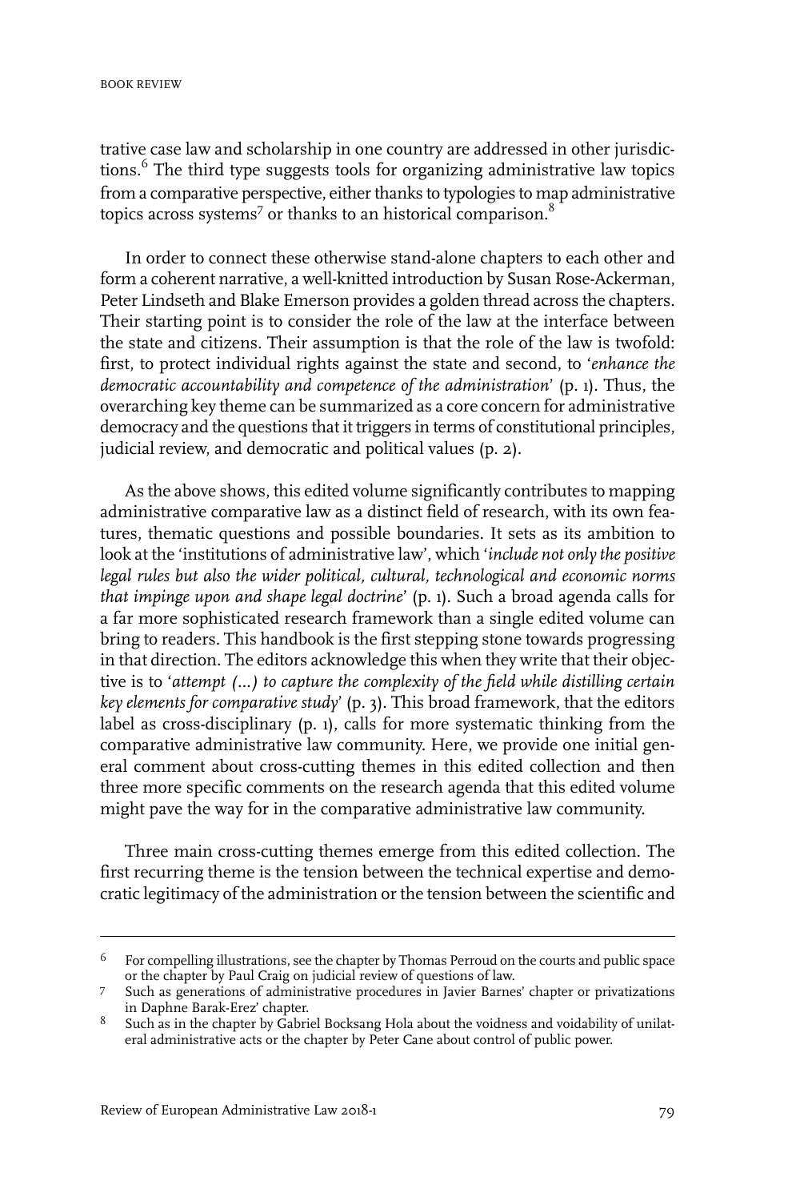trative case law and scholarship in one country are addressed in other jurisdictions.[6] The third type suggests tools for organizing administrative law topics from a comparative perspective, either thanks to typologies to map administrative topics across systems[7] or thanks to an historical comparison.[8]

In order to connect these otherwise stand-alone chapters to each other and form a coherent narrative, a well-knitted introduction by Susan Rose-Ackerman, Peter Lindseth and Blake Emerson provides a golden thread across the chapters. Their starting point is to consider the role of the law at the interface between the state and citizens. Their assumption is that the role of the law is twofold: first, to protect individual rights against the state and second, to '*enhance the democratic accountability and competence of the administration*' (p. 1). Thus, the overarching key theme can be summarized as a core concern for administrative democracy and the questions that it triggers in terms of constitutional principles, judicial review, and democratic and political values (p. 2).

As the above shows, this edited volume significantly contributes to mapping administrative comparative law as a distinct field of research, with its own features, thematic questions and possible boundaries. It sets as its ambition to look at the 'institutions of administrative law', which '*include not only the positive legal rules but also the wider political, cultural, technological and economic norms that impinge upon and shape legal doctrine*' (p. 1). Such a broad agenda calls for a far more sophisticated research framework than a single edited volume can bring to readers. This handbook is the first stepping stone towards progressing in that direction. The editors acknowledge this when they write that their objective is to '*attempt (...) to capture the complexity of the field while distilling certain key elements for comparative study*' (p. 3). This broad framework, that the editors label as cross-disciplinary (p. 1), calls for more systematic thinking from the comparative administrative law community. Here, we provide one initial general comment about cross-cutting themes in this edited collection and then three more specific comments on the research agenda that this edited volume might pave the way for in the comparative administrative law community.

Three main cross-cutting themes emerge from this edited collection. The first recurring theme is the tension between the technical expertise and democratic legitimacy of the administration or the tension between the scientific and

---

6 For compelling illustrations, see the chapter by Thomas Perroud on the courts and public space or the chapter by Paul Craig on judicial review of questions of law.

7 Such as generations of administrative procedures in Javier Barnes' chapter or privatizations in Daphne Barak-Erez' chapter.

8 Such as in the chapter by Gabriel Bocksang Hola about the voidness and voidability of unilateral administrative acts or the chapter by Peter Cane about control of public power.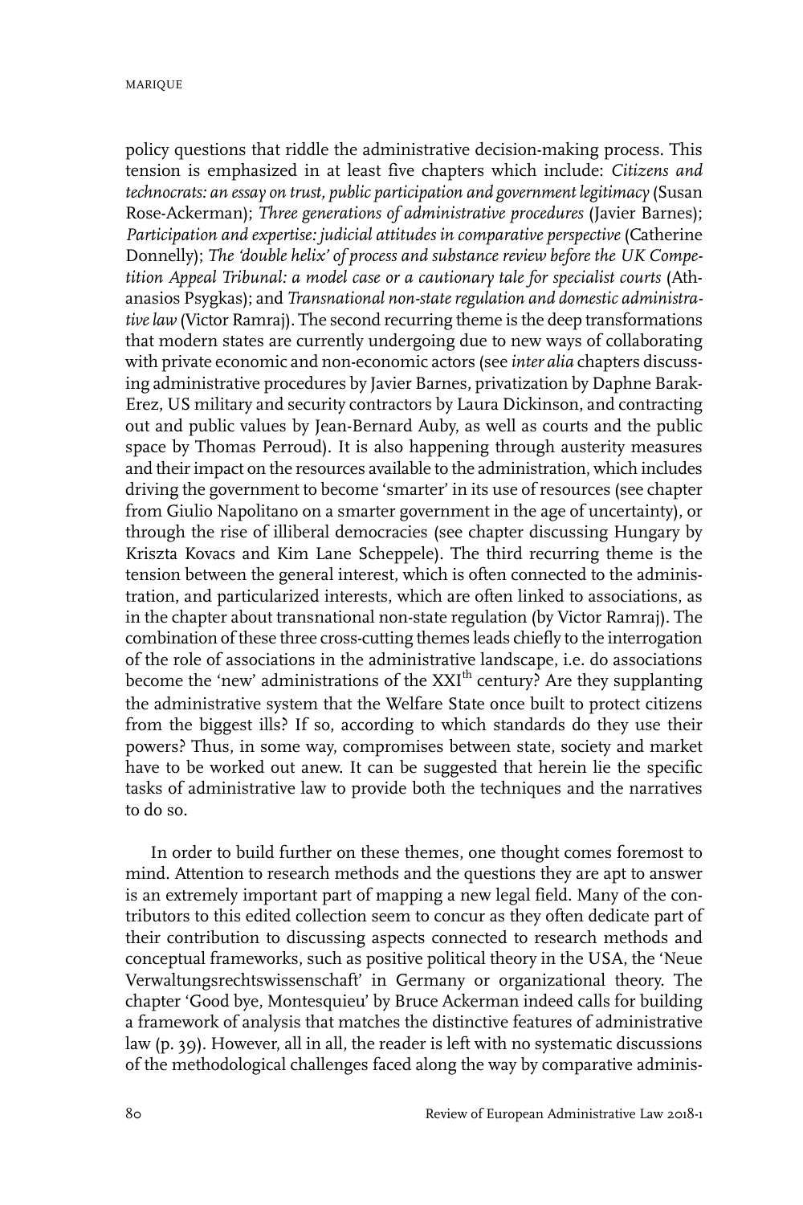policy questions that riddle the administrative decision-making process. This tension is emphasized in at least five chapters which include: *Citizens and technocrats: an essay on trust, public participation and government legitimacy* (Susan Rose-Ackerman); *Three generations of administrative procedures* (Javier Barnes); *Participation and expertise: judicial attitudes in comparative perspective* (Catherine Donnelly); *The 'double helix' of process and substance review before the UK Competition Appeal Tribunal: a model case or a cautionary tale for specialist courts* (Athanasios Psygkas); and *Transnational non-state regulation and domestic administrative law* (Victor Ramraj). The second recurring theme is the deep transformations that modern states are currently undergoing due to new ways of collaborating with private economic and non-economic actors (see *inter alia* chapters discussing administrative procedures by Javier Barnes, privatization by Daphne Barak-Erez, US military and security contractors by Laura Dickinson, and contracting out and public values by Jean-Bernard Auby, as well as courts and the public space by Thomas Perroud). It is also happening through austerity measures and their impact on the resources available to the administration, which includes driving the government to become 'smarter' in its use of resources (see chapter from Giulio Napolitano on a smarter government in the age of uncertainty), or through the rise of illiberal democracies (see chapter discussing Hungary by Kriszta Kovacs and Kim Lane Scheppele). The third recurring theme is the tension between the general interest, which is often connected to the administration, and particularized interests, which are often linked to associations, as in the chapter about transnational non-state regulation (by Victor Ramraj). The combination of these three cross-cutting themes leads chiefly to the interrogation of the role of associations in the administrative landscape, i.e. do associations become the 'new' administrations of the XXI$^{th}$ century? Are they supplanting the administrative system that the Welfare State once built to protect citizens from the biggest ills? If so, according to which standards do they use their powers? Thus, in some way, compromises between state, society and market have to be worked out anew. It can be suggested that herein lie the specific tasks of administrative law to provide both the techniques and the narratives to do so.

In order to build further on these themes, one thought comes foremost to mind. Attention to research methods and the questions they are apt to answer is an extremely important part of mapping a new legal field. Many of the contributors to this edited collection seem to concur as they often dedicate part of their contribution to discussing aspects connected to research methods and conceptual frameworks, such as positive political theory in the USA, the 'Neue Verwaltungsrechtswissenschaft' in Germany or organizational theory. The chapter 'Good bye, Montesquieu' by Bruce Ackerman indeed calls for building a framework of analysis that matches the distinctive features of administrative law (p. 39). However, all in all, the reader is left with no systematic discussions of the methodological challenges faced along the way by comparative adminis-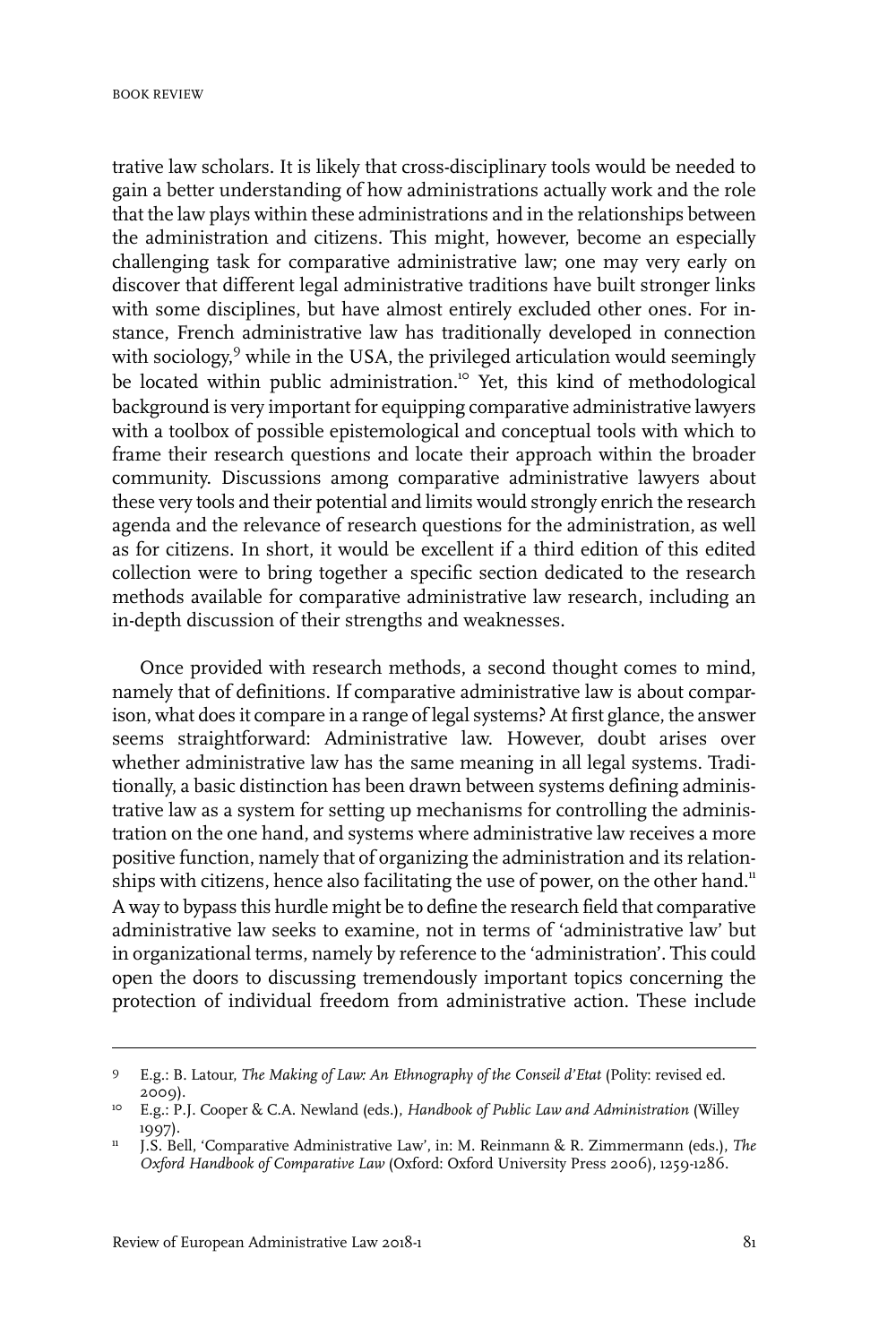trative law scholars. It is likely that cross-disciplinary tools would be needed to gain a better understanding of how administrations actually work and the role that the law plays within these administrations and in the relationships between the administration and citizens. This might, however, become an especially challenging task for comparative administrative law; one may very early on discover that different legal administrative traditions have built stronger links with some disciplines, but have almost entirely excluded other ones. For instance, French administrative law has traditionally developed in connection with sociology,[9] while in the USA, the privileged articulation would seemingly be located within public administration.[10] Yet, this kind of methodological background is very important for equipping comparative administrative lawyers with a toolbox of possible epistemological and conceptual tools with which to frame their research questions and locate their approach within the broader community. Discussions among comparative administrative lawyers about these very tools and their potential and limits would strongly enrich the research agenda and the relevance of research questions for the administration, as well as for citizens. In short, it would be excellent if a third edition of this edited collection were to bring together a specific section dedicated to the research methods available for comparative administrative law research, including an in-depth discussion of their strengths and weaknesses.

Once provided with research methods, a second thought comes to mind, namely that of definitions. If comparative administrative law is about comparison, what does it compare in a range of legal systems? At first glance, the answer seems straightforward: Administrative law. However, doubt arises over whether administrative law has the same meaning in all legal systems. Traditionally, a basic distinction has been drawn between systems defining administrative law as a system for setting up mechanisms for controlling the administration on the one hand, and systems where administrative law receives a more positive function, namely that of organizing the administration and its relationships with citizens, hence also facilitating the use of power, on the other hand.[11] A way to bypass this hurdle might be to define the research field that comparative administrative law seeks to examine, not in terms of 'administrative law' but in organizational terms, namely by reference to the 'administration'. This could open the doors to discussing tremendously important topics concerning the protection of individual freedom from administrative action. These include

---

9 E.g.: B. Latour, *The Making of Law: An Ethnography of the Conseil d'Etat* (Polity: revised ed. 2009).

10 E.g.: P.J. Cooper & C.A. Newland (eds.), *Handbook of Public Law and Administration* (Willey 1997).

11 J.S. Bell, 'Comparative Administrative Law', in: M. Reinmann & R. Zimmermann (eds.), *The Oxford Handbook of Comparative Law* (Oxford: Oxford University Press 2006), 1259-1286.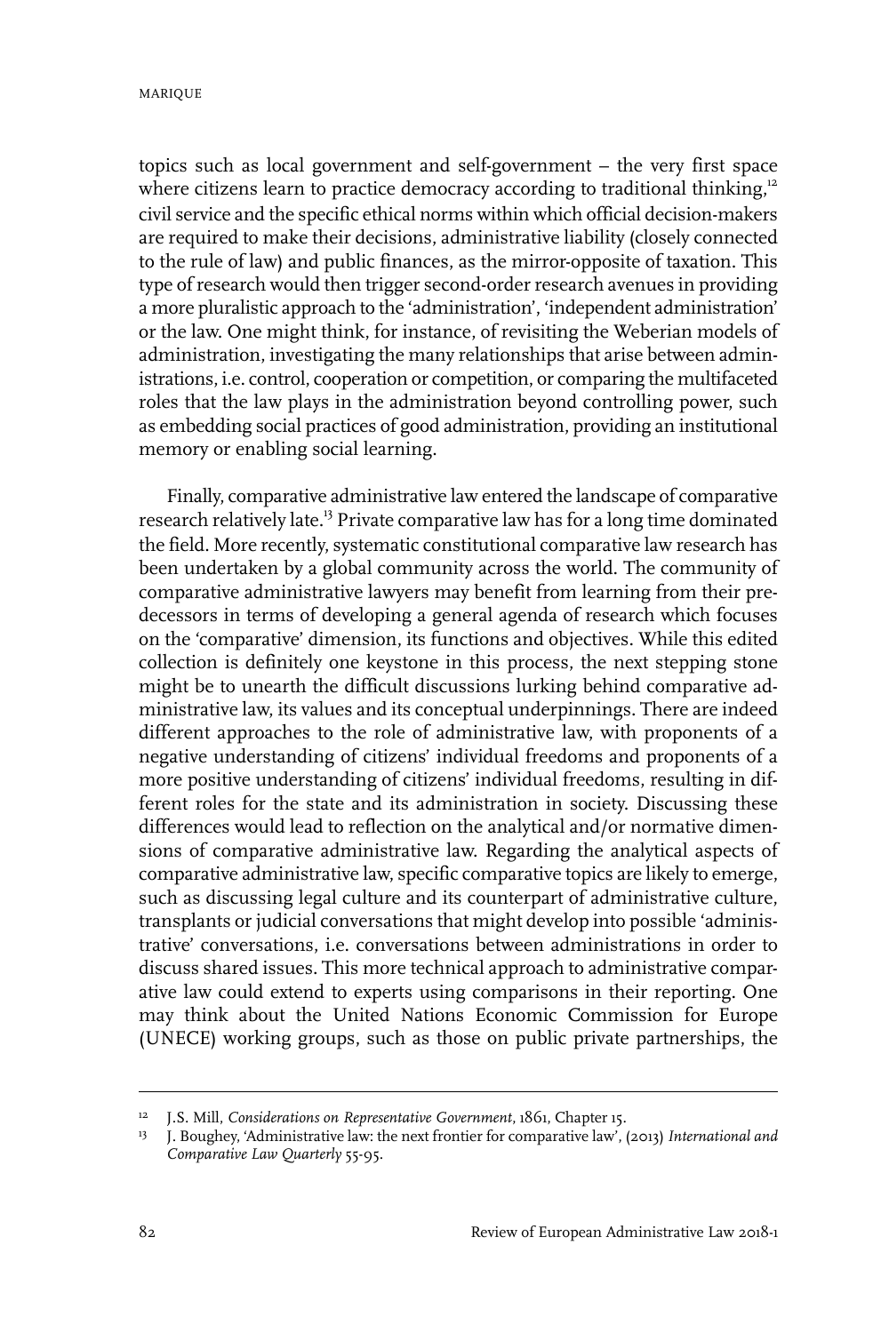topics such as local government and self-government – the very first space where citizens learn to practice democracy according to traditional thinking,[12] civil service and the specific ethical norms within which official decision-makers are required to make their decisions, administrative liability (closely connected to the rule of law) and public finances, as the mirror-opposite of taxation. This type of research would then trigger second-order research avenues in providing a more pluralistic approach to the 'administration', 'independent administration' or the law. One might think, for instance, of revisiting the Weberian models of administration, investigating the many relationships that arise between administrations, i.e. control, cooperation or competition, or comparing the multifaceted roles that the law plays in the administration beyond controlling power, such as embedding social practices of good administration, providing an institutional memory or enabling social learning.

Finally, comparative administrative law entered the landscape of comparative research relatively late.[13] Private comparative law has for a long time dominated the field. More recently, systematic constitutional comparative law research has been undertaken by a global community across the world. The community of comparative administrative lawyers may benefit from learning from their predecessors in terms of developing a general agenda of research which focuses on the 'comparative' dimension, its functions and objectives. While this edited collection is definitely one keystone in this process, the next stepping stone might be to unearth the difficult discussions lurking behind comparative administrative law, its values and its conceptual underpinnings. There are indeed different approaches to the role of administrative law, with proponents of a negative understanding of citizens' individual freedoms and proponents of a more positive understanding of citizens' individual freedoms, resulting in different roles for the state and its administration in society. Discussing these differences would lead to reflection on the analytical and/or normative dimensions of comparative administrative law. Regarding the analytical aspects of comparative administrative law, specific comparative topics are likely to emerge, such as discussing legal culture and its counterpart of administrative culture, transplants or judicial conversations that might develop into possible 'administrative' conversations, i.e. conversations between administrations in order to discuss shared issues. This more technical approach to administrative comparative law could extend to experts using comparisons in their reporting. One may think about the United Nations Economic Commission for Europe (UNECE) working groups, such as those on public private partnerships, the

---

[12] J.S. Mill, *Considerations on Representative Government*, 1861, Chapter 15.

[13] J. Boughey, 'Administrative law: the next frontier for comparative law', (2013) *International and Comparative Law Quarterly* 55-95.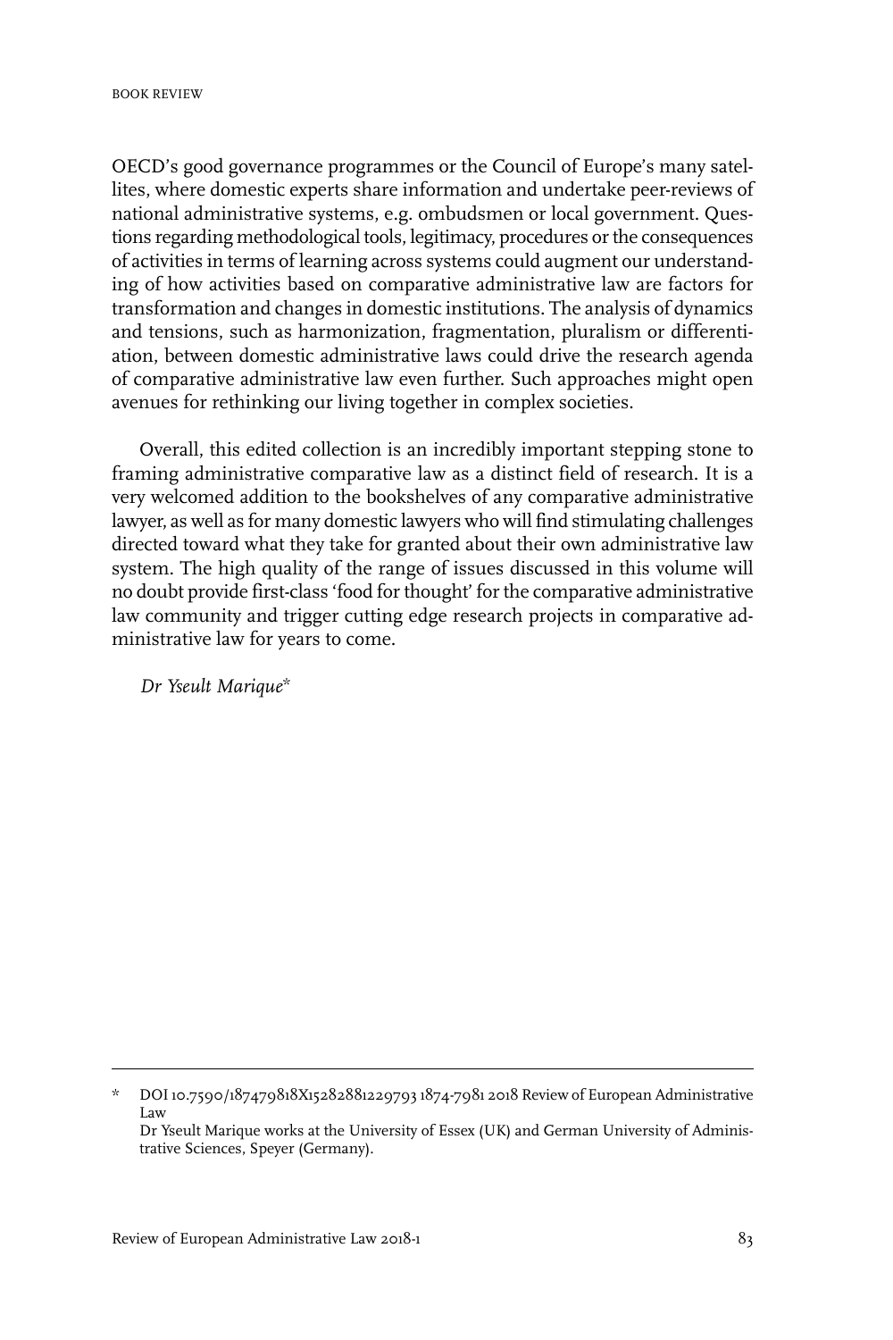OECD's good governance programmes or the Council of Europe's many satellites, where domestic experts share information and undertake peer-reviews of national administrative systems, e.g. ombudsmen or local government. Questions regarding methodological tools, legitimacy, procedures or the consequences of activities in terms of learning across systems could augment our understanding of how activities based on comparative administrative law are factors for transformation and changes in domestic institutions. The analysis of dynamics and tensions, such as harmonization, fragmentation, pluralism or differentiation, between domestic administrative laws could drive the research agenda of comparative administrative law even further. Such approaches might open avenues for rethinking our living together in complex societies.

Overall, this edited collection is an incredibly important stepping stone to framing administrative comparative law as a distinct field of research. It is a very welcomed addition to the bookshelves of any comparative administrative lawyer, as well as for many domestic lawyers who will find stimulating challenges directed toward what they take for granted about their own administrative law system. The high quality of the range of issues discussed in this volume will no doubt provide first-class 'food for thought' for the comparative administrative law community and trigger cutting edge research projects in comparative administrative law for years to come.

*Dr Yseult Marique**

---

\* DOI 10.7590/187479818X15282881229793 1874-7981 2018 Review of European Administrative Law
Dr Yseult Marique works at the University of Essex (UK) and German University of Administrative Sciences, Speyer (Germany).